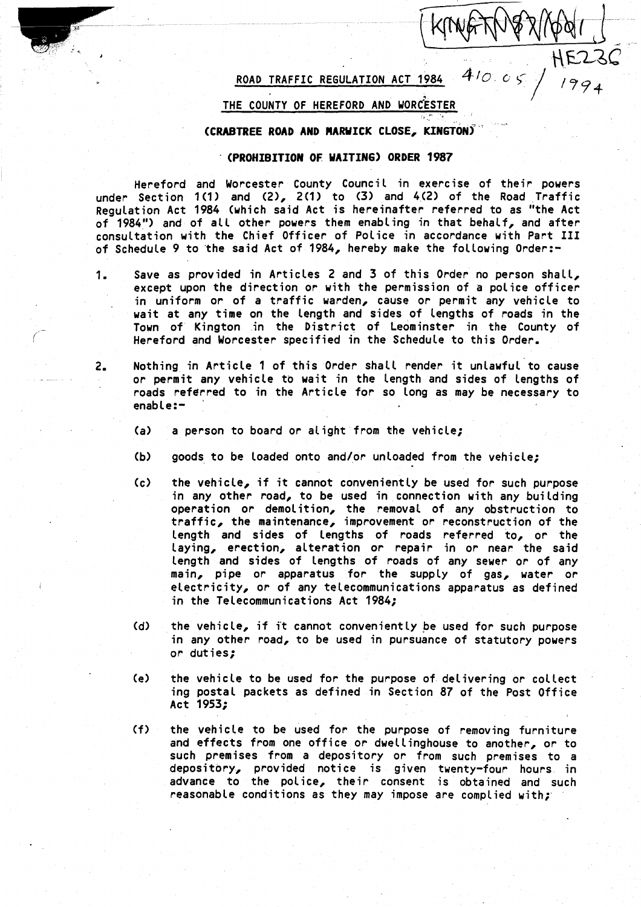KINGTON 87/001

HE236

410.05 / 1994

ROAD TRAFFIC REGULATION ACT 1984

THE COUNTY OF HEREFORD AND WORCESTER

**(CRABTREE ROAD AND WARWICK CLOSE, KINGTON)**

**(PROHIBITION OF WAITING) ORDER 1987**

Hereford and Worcester County Council in exercise of their powers under Section 1(1) and (2), 2(1) to (3) and 4(2) of the Road Traffic Regulation Act 1984 (which said Act is hereinafter referred to as "the Act of 1984") and of all other powers them enabling in that behalf, and after consultation with the Chief Officer of Police in accordance with Part III of Schedule 9 to the said Act of 1984, hereby make the following Order:-

1. Save as provided in Articles 2 and 3 of this Order no person shall, except upon the direction or with the permission of a police officer in uniform or of a traffic warden, cause or permit any vehicle to wait at any time on the length and sides of lengths of roads in the Town of Kington in the District of Leominster in the County of Hereford and Worcester specified in the Schedule to this Order.

2. Nothing in Article 1 of this Order shall render it unlawful to cause or permit any vehicle to wait in the length and sides of lengths of roads referred to in the Article for so long as may be necessary to enable:-

   (a) a person to board or alight from the vehicle;

   (b) goods to be loaded onto and/or unloaded from the vehicle;

   (c) the vehicle, if it cannot conveniently be used for such purpose in any other road, to be used in connection with any building operation or demolition, the removal of any obstruction to traffic, the maintenance, improvement or reconstruction of the length and sides of lengths of roads referred to, or the laying, erection, alteration or repair in or near the said length and sides of lengths of roads of any sewer or of any main, pipe or apparatus for the supply of gas, water or electricity, or of any telecommunications apparatus as defined in the Telecommunications Act 1984;

   (d) the vehicle, if it cannot conveniently be used for such purpose in any other road, to be used in pursuance of statutory powers or duties;

   (e) the vehicle to be used for the purpose of delivering or collect ing postal packets as defined in Section 87 of the Post Office Act 1953;

   (f) the vehicle to be used for the purpose of removing furniture and effects from one office or dwellinghouse to another, or to such premises from a depository or from such premises to a depository, provided notice is given twenty-four hours in advance to the police, their consent is obtained and such reasonable conditions as they may impose are complied with;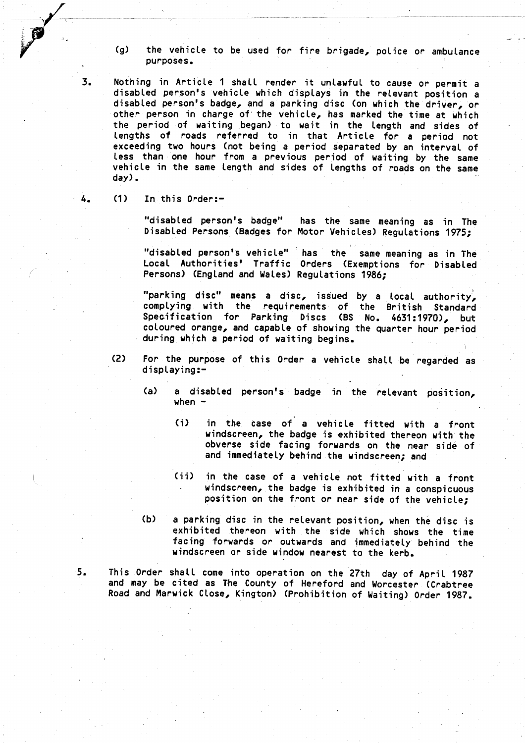(g) the vehicle to be used for fire brigade, police or ambulance purposes.

3. Nothing in Article 1 shall render it unlawful to cause or permit a disabled person's vehicle which displays in the relevant position a disabled person's badge, and a parking disc (on which the driver, or other person in charge of the vehicle, has marked the time at which the period of waiting began) to wait in the length and sides of lengths of roads referred to in that Article for a period not exceeding two hours (not being a period separated by an interval of less than one hour from a previous period of waiting by the same vehicle in the same length and sides of lengths of roads on the same day).

4. (1) In this Order:-

"disabled person's badge" has the same meaning as in The Disabled Persons (Badges for Motor Vehicles) Regulations 1975;

"disabled person's vehicle" has the same meaning as in The Local Authorities' Traffic Orders (Exemptions for Disabled Persons) (England and Wales) Regulations 1986;

"parking disc" means a disc, issued by a local authority, complying with the requirements of the British Standard Specification for Parking Discs (BS No. 4631:1970), but coloured orange, and capable of showing the quarter hour period during which a period of waiting begins.

(2) For the purpose of this Order a vehicle shall be regarded as displaying:-

(a) a disabled person's badge in the relevant position, when -

(i) in the case of a vehicle fitted with a front windscreen, the badge is exhibited thereon with the obverse side facing forwards on the near side of and immediately behind the windscreen; and

(ii) in the case of a vehicle not fitted with a front windscreen, the badge is exhibited in a conspicuous position on the front or near side of the vehicle;

(b) a parking disc in the relevant position, when the disc is exhibited thereon with the side which shows the time facing forwards or outwards and immediately behind the windscreen or side window nearest to the kerb.

5. This Order shall come into operation on the 27th day of April 1987 and may be cited as The County of Hereford and Worcester (Crabtree Road and Marwick Close, Kington) (Prohibition of Waiting) Order 1987.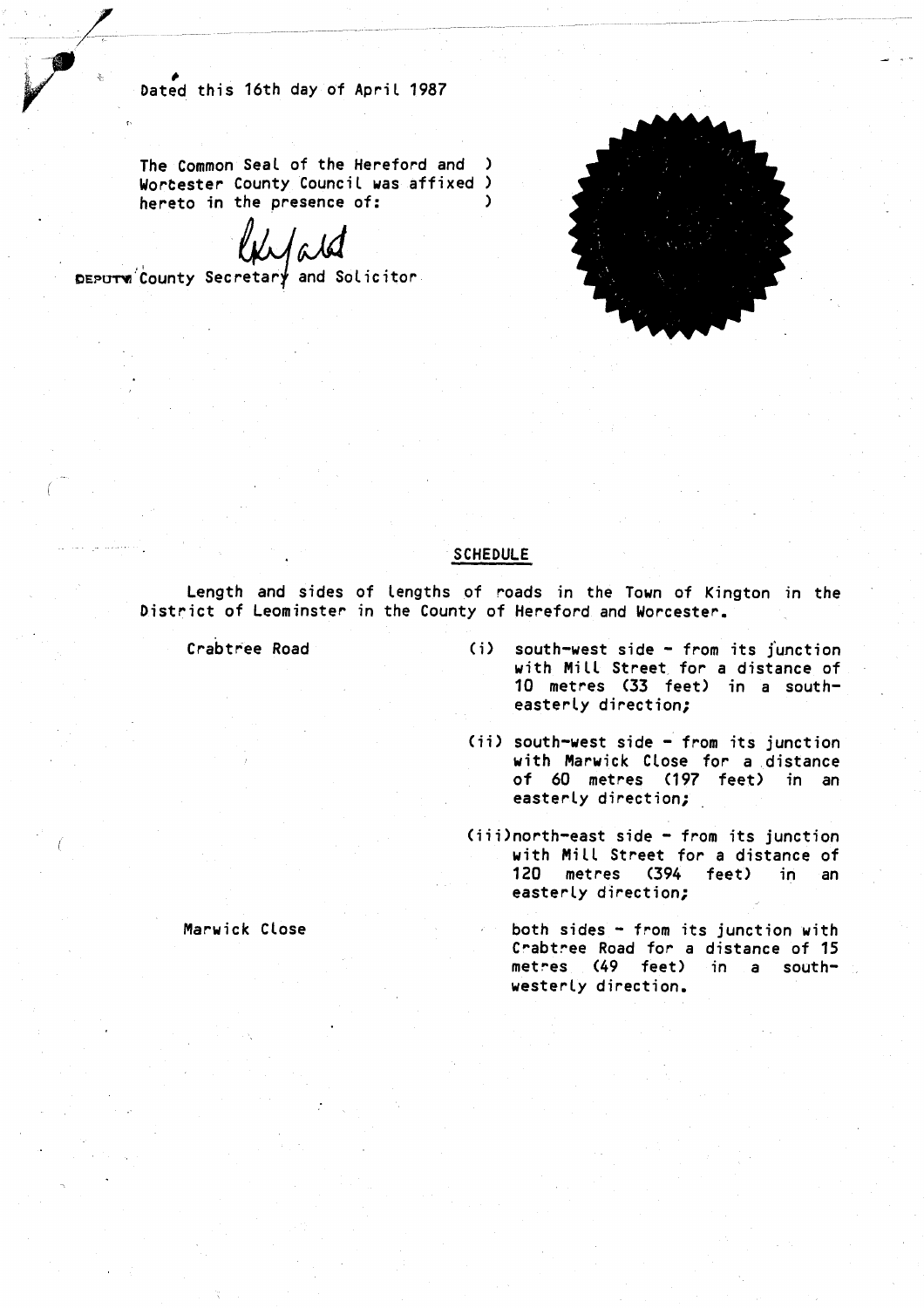Dated this 16th day of April 1987

The Common Seal of the Hereford and )
Worcester County Council was affixed )
hereto in the presence of: )

DEPUTY County Secretary and Solicitor

## SCHEDULE

Length and sides of lengths of roads in the Town of Kington in the District of Leominster in the County of Hereford and Worcester.

| | |
|---|---|
| Crabtree Road | (i) south-west side - from its junction with Mill Street for a distance of 10 metres (33 feet) in a south-easterly direction; |
| | (ii) south-west side - from its junction with Marwick Close for a distance of 60 metres (197 feet) in an easterly direction; |
| | (iii) north-east side - from its junction with Mill Street for a distance of 120 metres (394 feet) in an easterly direction; |
| Marwick Close | both sides - from its junction with Crabtree Road for a distance of 15 metres (49 feet) in a south-westerly direction. |